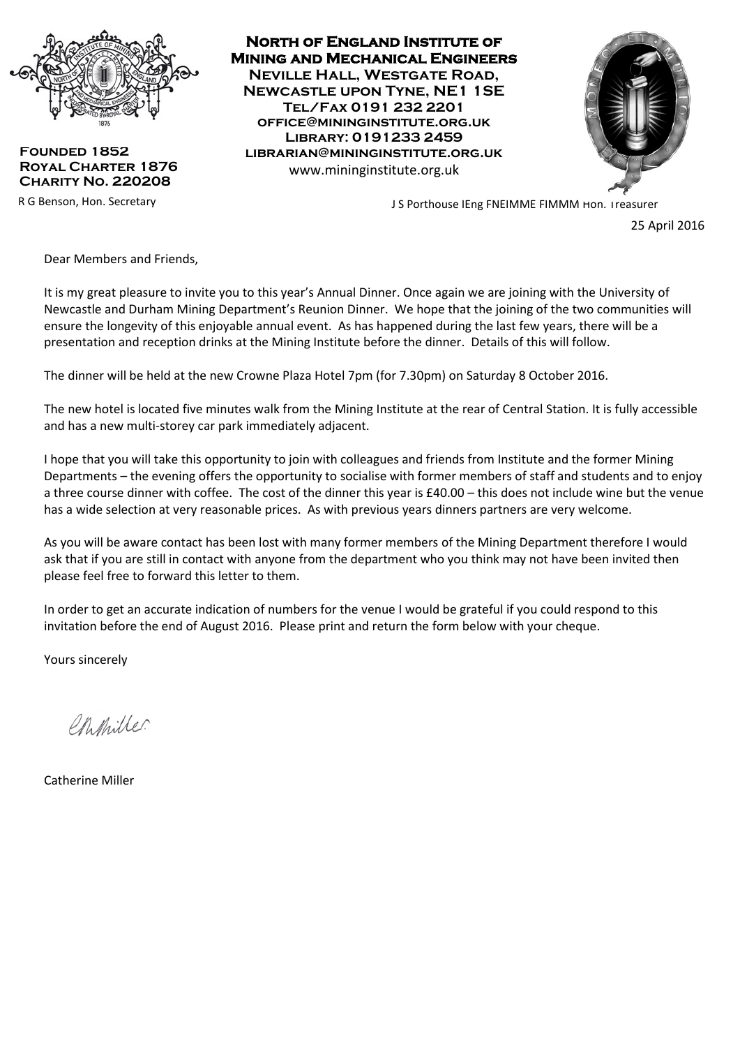**North of England Institute of Mining and Mechanical Engineers**
**Neville Hall, Westgate Road,**
**Newcastle upon Tyne, NE1 1SE**
**Tel/Fax 0191 232 2201**
**office@mininginstitute.org.uk**
**Library: 0191233 2459**
**librarian@mininginstitute.org.uk**
www.mininginstitute.org.uk

**Founded 1852**
**Royal Charter 1876**
**Charity No. 220208**

R G Benson, Hon. Secretary

J S Porthouse IEng FNEIMME FIMMM Hon. Treasurer

25 April 2016

Dear Members and Friends,

It is my great pleasure to invite you to this year's Annual Dinner. Once again we are joining with the University of Newcastle and Durham Mining Department's Reunion Dinner. We hope that the joining of the two communities will ensure the longevity of this enjoyable annual event. As has happened during the last few years, there will be a presentation and reception drinks at the Mining Institute before the dinner. Details of this will follow.

The dinner will be held at the new Crowne Plaza Hotel 7pm (for 7.30pm) on Saturday 8 October 2016.

The new hotel is located five minutes walk from the Mining Institute at the rear of Central Station. It is fully accessible and has a new multi-storey car park immediately adjacent.

I hope that you will take this opportunity to join with colleagues and friends from Institute and the former Mining Departments – the evening offers the opportunity to socialise with former members of staff and students and to enjoy a three course dinner with coffee. The cost of the dinner this year is £40.00 – this does not include wine but the venue has a wide selection at very reasonable prices. As with previous years dinners partners are very welcome.

As you will be aware contact has been lost with many former members of the Mining Department therefore I would ask that if you are still in contact with anyone from the department who you think may not have been invited then please feel free to forward this letter to them.

In order to get an accurate indication of numbers for the venue I would be grateful if you could respond to this invitation before the end of August 2016. Please print and return the form below with your cheque.

Yours sincerely

Catherine Miller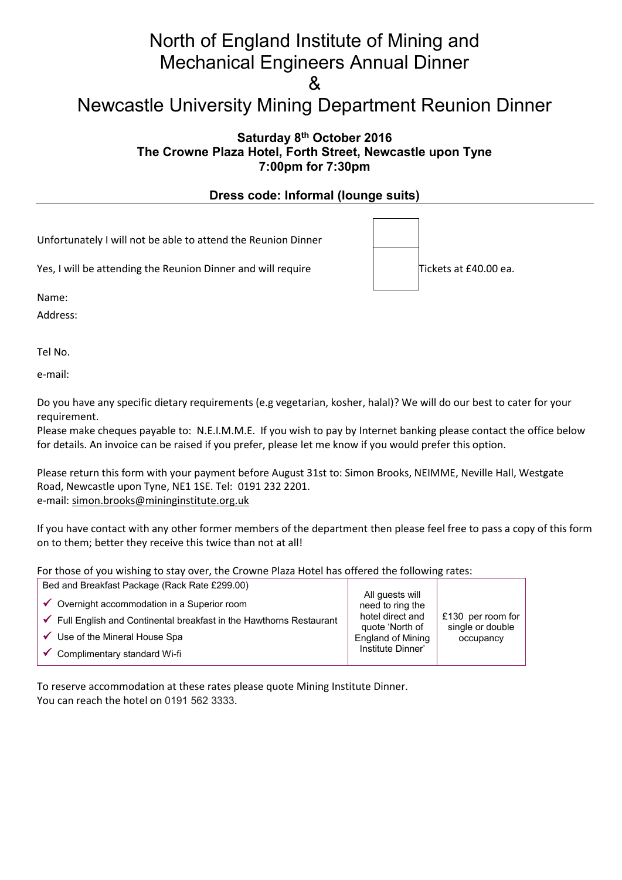# North of England Institute of Mining and Mechanical Engineers Annual Dinner
# &
# Newcastle University Mining Department Reunion Dinner

**Saturday 8th October 2016**
**The Crowne Plaza Hotel, Forth Street, Newcastle upon Tyne**
**7:00pm for 7:30pm**

**Dress code: Informal (lounge suits)**

---

Unfortunately I will not be able to attend the Reunion Dinner ☐

Yes, I will be attending the Reunion Dinner and will require ☐ Tickets at £40.00 ea.

Name:

Address:

Tel No.

e-mail:

Do you have any specific dietary requirements (e.g vegetarian, kosher, halal)? We will do our best to cater for your requirement.

Please make cheques payable to: N.E.I.M.M.E. If you wish to pay by Internet banking please contact the office below for details. An invoice can be raised if you prefer, please let me know if you would prefer this option.

Please return this form with your payment before August 31st to: Simon Brooks, NEIMME, Neville Hall, Westgate Road, Newcastle upon Tyne, NE1 1SE. Tel: 0191 232 2201.
e-mail: simon.brooks@mininginstitute.org.uk

If you have contact with any other former members of the department then please feel free to pass a copy of this form on to them; better they receive this twice than not at all!

For those of you wishing to stay over, the Crowne Plaza Hotel has offered the following rates:

| | | |
|---|---|---|
| Bed and Breakfast Package (Rack Rate £299.00)<br>✔ Overnight accommodation in a Superior room<br>✔ Full English and Continental breakfast in the Hawthorns Restaurant<br>✔ Use of the Mineral House Spa<br>✔ Complimentary standard Wi-fi | All guests will need to ring the hotel direct and quote 'North of England of Mining Institute Dinner' | £130 per room for single or double occupancy |

To reserve accommodation at these rates please quote Mining Institute Dinner.
You can reach the hotel on 0191 562 3333.